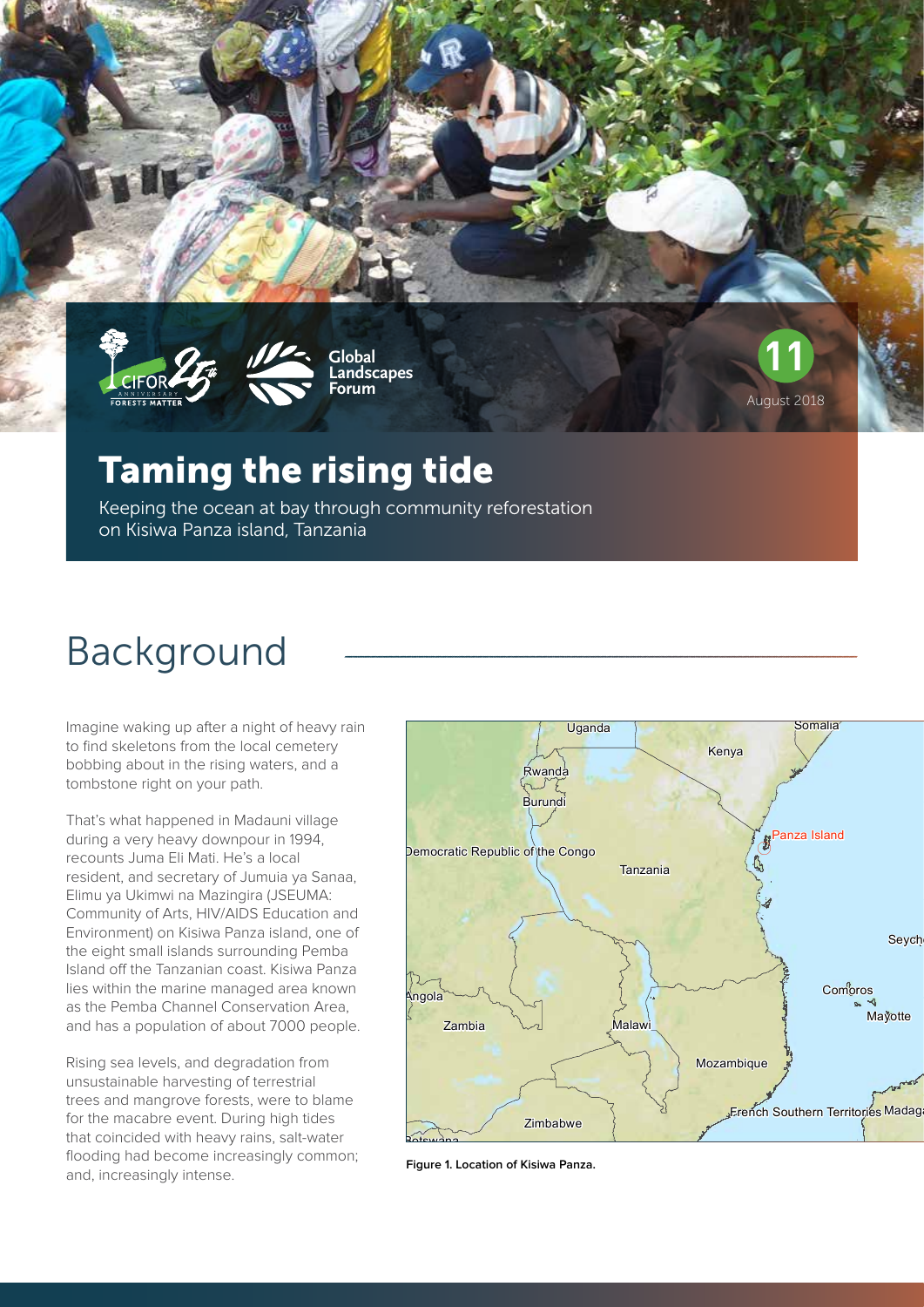# Taming the rising tide

Keeping the ocean at bay through community reforestation on Kisiwa Panza island, Tanzania

## Background

Imagine waking up after a night of heavy rain to find skeletons from the local cemetery bobbing about in the rising waters, and a tombstone right on your path.

That's what happened in Madauni village during a very heavy downpour in 1994, recounts Juma Eli Mati. He's a local resident, and secretary of Jumuia ya Sanaa, Elimu ya Ukimwi na Mazingira (JSEUMA: Community of Arts, HIV/AIDS Education and Environment) on Kisiwa Panza island, one of the eight small islands surrounding Pemba Island off the Tanzanian coast. Kisiwa Panza lies within the marine managed area known as the Pemba Channel Conservation Area, and has a population of about 7000 people.

Rising sea levels, and degradation from unsustainable harvesting of terrestrial trees and mangrove forests, were to blame for the macabre event. During high tides that coincided with heavy rains, salt-water flooding had become increasingly common; and, increasingly intense.

Figure 1. Location of Kisiwa Panza.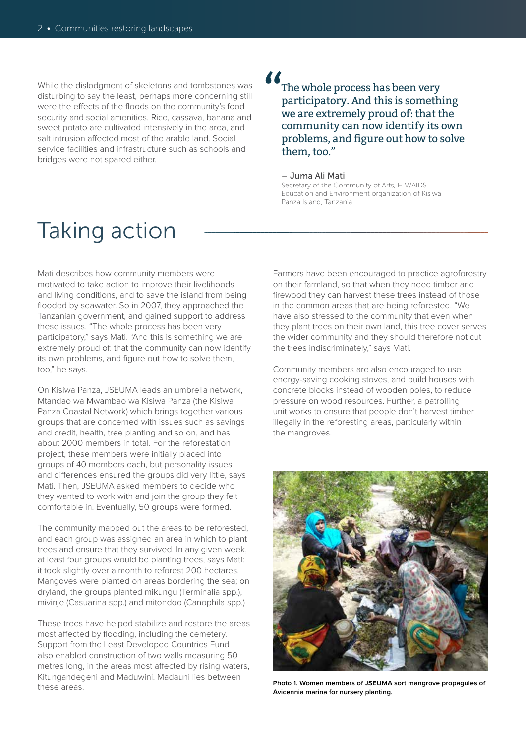While the dislodgment of skeletons and tombstones was disturbing to say the least, perhaps more concerning still were the effects of the floods on the community's food security and social amenities. Rice, cassava, banana and sweet potato are cultivated intensively in the area, and salt intrusion affected most of the arable land. Social service facilities and infrastructure such as schools and bridges were not spared either.

> "The whole process has been very participatory. And this is something we are extremely proud of: that the community can now identify its own problems, and figure out how to solve them, too."
>
> – Juma Ali Mati
> Secretary of the Community of Arts, HIV/AIDS Education and Environment organization of Kisiwa Panza Island, Tanzania

# Taking action

Mati describes how community members were motivated to take action to improve their livelihoods and living conditions, and to save the island from being flooded by seawater. So in 2007, they approached the Tanzanian government, and gained support to address these issues. "The whole process has been very participatory," says Mati. "And this is something we are extremely proud of: that the community can now identify its own problems, and figure out how to solve them, too," he says.

On Kisiwa Panza, JSEUMA leads an umbrella network, Mtandao wa Mwambao wa Kisiwa Panza (the Kisiwa Panza Coastal Network) which brings together various groups that are concerned with issues such as savings and credit, health, tree planting and so on, and has about 2000 members in total. For the reforestation project, these members were initially placed into groups of 40 members each, but personality issues and differences ensured the groups did very little, says Mati. Then, JSEUMA asked members to decide who they wanted to work with and join the group they felt comfortable in. Eventually, 50 groups were formed.

The community mapped out the areas to be reforested, and each group was assigned an area in which to plant trees and ensure that they survived. In any given week, at least four groups would be planting trees, says Mati: it took slightly over a month to reforest 200 hectares. Mangoves were planted on areas bordering the sea; on dryland, the groups planted mikungu (Terminalia spp.), mivinje (Casuarina spp.) and mitondoo (Canophila spp.)

These trees have helped stabilize and restore the areas most affected by flooding, including the cemetery. Support from the Least Developed Countries Fund also enabled construction of two walls measuring 50 metres long, in the areas most affected by rising waters, Kitungandegeni and Maduwini. Madauni lies between these areas.

Farmers have been encouraged to practice agroforestry on their farmland, so that when they need timber and firewood they can harvest these trees instead of those in the common areas that are being reforested. "We have also stressed to the community that even when they plant trees on their own land, this tree cover serves the wider community and they should therefore not cut the trees indiscriminately," says Mati.

Community members are also encouraged to use energy-saving cooking stoves, and build houses with concrete blocks instead of wooden poles, to reduce pressure on wood resources. Further, a patrolling unit works to ensure that people don't harvest timber illegally in the reforesting areas, particularly within the mangroves.

**Photo 1. Women members of JSEUMA sort mangrove propagules of Avicennia marina for nursery planting.**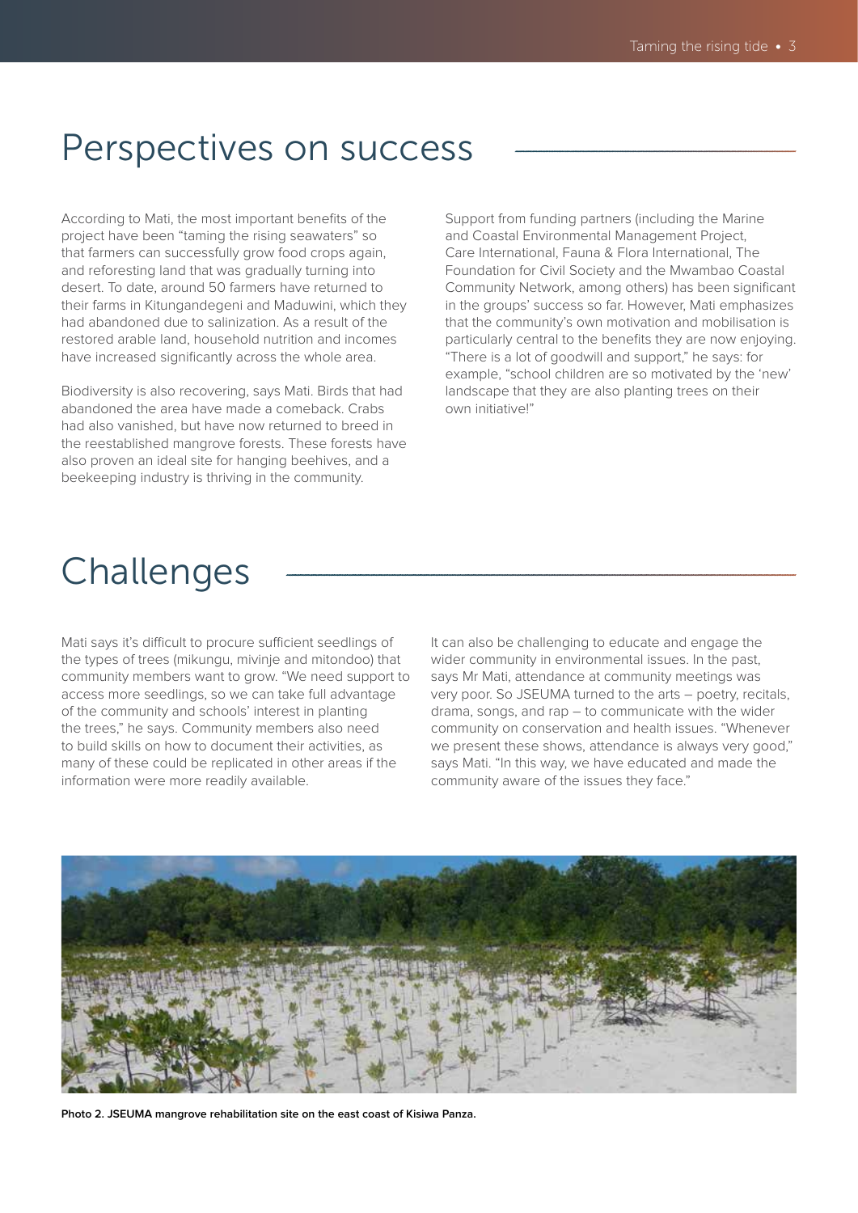## Perspectives on success

According to Mati, the most important benefits of the project have been "taming the rising seawaters" so that farmers can successfully grow food crops again, and reforesting land that was gradually turning into desert. To date, around 50 farmers have returned to their farms in Kitungandegeni and Maduwini, which they had abandoned due to salinization. As a result of the restored arable land, household nutrition and incomes have increased significantly across the whole area.

Biodiversity is also recovering, says Mati. Birds that had abandoned the area have made a comeback. Crabs had also vanished, but have now returned to breed in the reestablished mangrove forests. These forests have also proven an ideal site for hanging beehives, and a beekeeping industry is thriving in the community.

Support from funding partners (including the Marine and Coastal Environmental Management Project, Care International, Fauna & Flora International, The Foundation for Civil Society and the Mwambao Coastal Community Network, among others) has been significant in the groups' success so far. However, Mati emphasizes that the community's own motivation and mobilisation is particularly central to the benefits they are now enjoying. "There is a lot of goodwill and support," he says: for example, "school children are so motivated by the 'new' landscape that they are also planting trees on their own initiative!"

## Challenges

Mati says it's difficult to procure sufficient seedlings of the types of trees (mikungu, mivinje and mitondoo) that community members want to grow. "We need support to access more seedlings, so we can take full advantage of the community and schools' interest in planting the trees," he says. Community members also need to build skills on how to document their activities, as many of these could be replicated in other areas if the information were more readily available.

It can also be challenging to educate and engage the wider community in environmental issues. In the past, says Mr Mati, attendance at community meetings was very poor. So JSEUMA turned to the arts – poetry, recitals, drama, songs, and rap – to communicate with the wider community on conservation and health issues. "Whenever we present these shows, attendance is always very good," says Mati. "In this way, we have educated and made the community aware of the issues they face."

**Photo 2. JSEUMA mangrove rehabilitation site on the east coast of Kisiwa Panza.**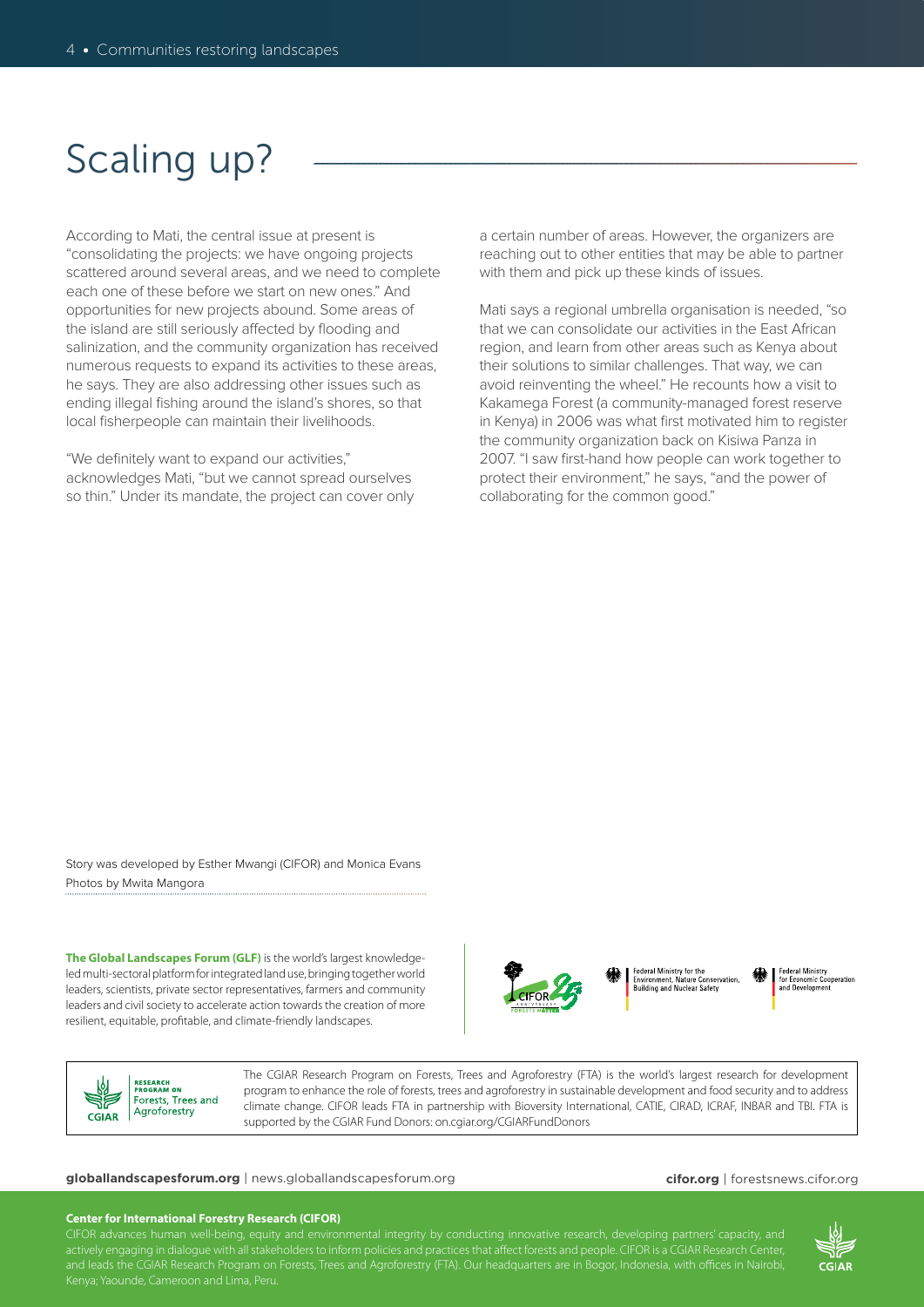# Scaling up?

According to Mati, the central issue at present is "consolidating the projects: we have ongoing projects scattered around several areas, and we need to complete each one of these before we start on new ones." And opportunities for new projects abound. Some areas of the island are still seriously affected by flooding and salinization, and the community organization has received numerous requests to expand its activities to these areas, he says. They are also addressing other issues such as ending illegal fishing around the island's shores, so that local fisherpeople can maintain their livelihoods.

"We definitely want to expand our activities," acknowledges Mati, "but we cannot spread ourselves so thin." Under its mandate, the project can cover only a certain number of areas. However, the organizers are reaching out to other entities that may be able to partner with them and pick up these kinds of issues.

Mati says a regional umbrella organisation is needed, "so that we can consolidate our activities in the East African region, and learn from other areas such as Kenya about their solutions to similar challenges. That way, we can avoid reinventing the wheel." He recounts how a visit to Kakamega Forest (a community-managed forest reserve in Kenya) in 2006 was what first motivated him to register the community organization back on Kisiwa Panza in 2007. "I saw first-hand how people can work together to protect their environment," he says, "and the power of collaborating for the common good."

Story was developed by Esther Mwangi (CIFOR) and Monica Evans
Photos by Mwita Mangora

**The Global Landscapes Forum (GLF)** is the world's largest knowledge-led multi-sectoral platform for integrated land use, bringing together world leaders, scientists, private sector representatives, farmers and community leaders and civil society to accelerate action towards the creation of more resilient, equitable, profitable, and climate-friendly landscapes.

CIFOR 25 Anniversary — Forests Matter

Federal Ministry for the Environment, Nature Conservation, Building and Nuclear Safety

Federal Ministry for Economic Cooperation and Development

CGIAR — Research Program on Forests, Trees and Agroforestry

The CGIAR Research Program on Forests, Trees and Agroforestry (FTA) is the world's largest research for development program to enhance the role of forests, trees and agroforestry in sustainable development and food security and to address climate change. CIFOR leads FTA in partnership with Bioversity International, CATIE, CIRAD, ICRAF, INBAR and TBI. FTA is supported by the CGIAR Fund Donors: on.cgiar.org/CGIARFundDonors

**globallandscapesforum.org** | news.globallandscapesforum.org

**cifor.org** | forestsnews.cifor.org

**Center for International Forestry Research (CIFOR)**

CIFOR advances human well-being, equity and environmental integrity by conducting innovative research, developing partners' capacity, and actively engaging in dialogue with all stakeholders to inform policies and practices that affect forests and people. CIFOR is a CGIAR Research Center, and leads the CGIAR Research Program on Forests, Trees and Agroforestry (FTA). Our headquarters are in Bogor, Indonesia, with offices in Nairobi, Kenya; Yaounde, Cameroon and Lima, Peru.

CGIAR